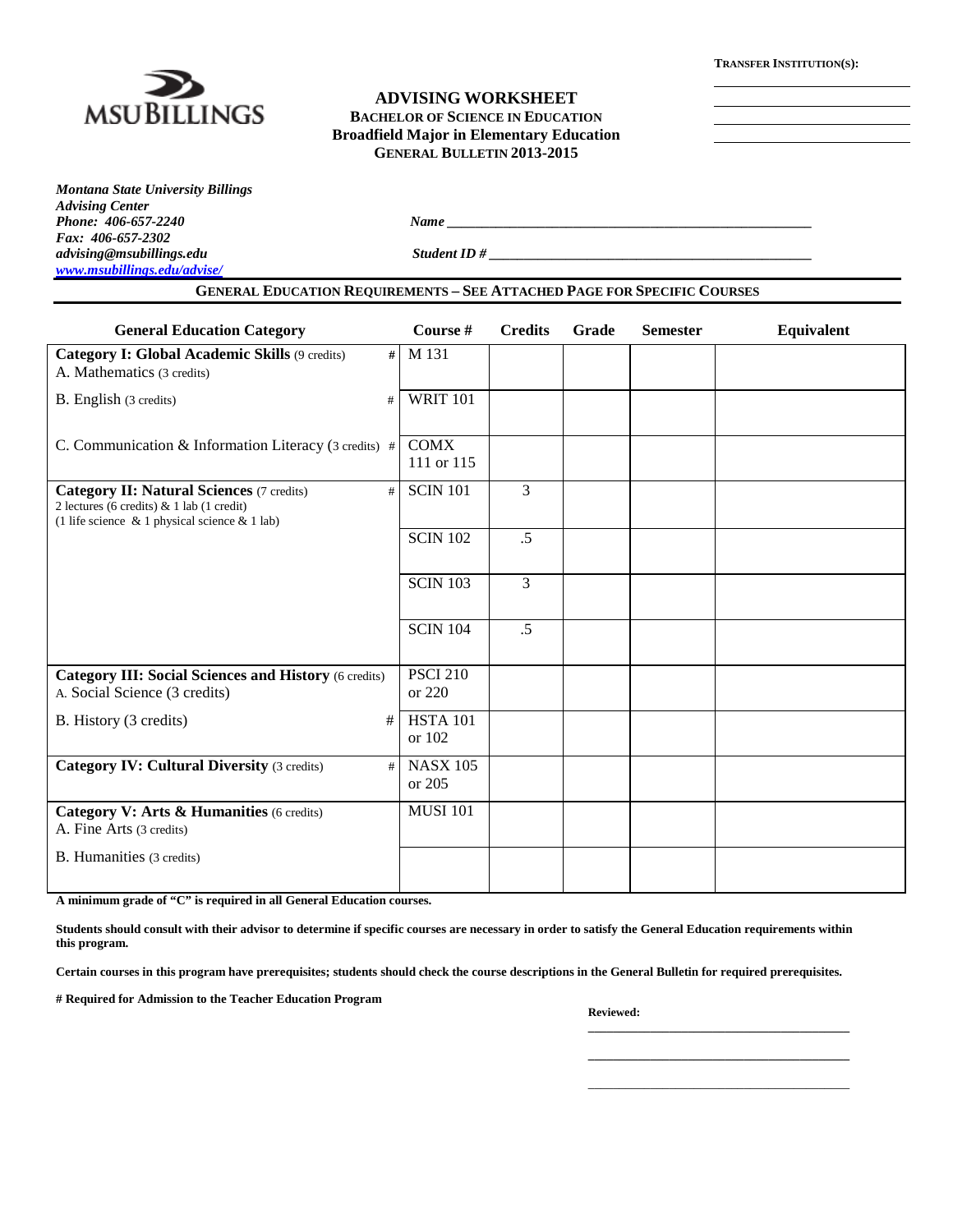**TRANSFER INSTITUTION(S):**

\_\_\_\_\_\_\_\_\_\_\_\_\_\_\_\_\_\_\_\_\_\_\_\_\_\_

\_\_\_\_\_\_\_\_\_\_\_\_\_\_\_\_\_\_\_\_\_\_\_\_\_\_

\_\_\_\_\_\_\_\_\_\_\_\_\_\_\_\_\_\_\_\_\_\_\_\_\_\_

\_\_\_\_\_\_\_\_\_\_\_\_\_\_\_\_\_\_\_\_\_\_\_\_\_\_

MSU BILLINGS

# ADVISING WORKSHEET

**BACHELOR OF SCIENCE IN EDUCATION**
**Broadfield Major in Elementary Education**
**GENERAL BULLETIN 2013-2015**

***Montana State University Billings***
***Advising Center***
***Phone: 406-657-2240***
***Fax: 406-657-2302***
***advising@msubillings.edu***
***www.msubillings.edu/advise/***

***Name*** \_\_\_\_\_\_\_\_\_\_\_\_\_\_\_\_\_\_\_\_\_\_\_\_\_\_\_\_\_\_\_\_\_\_\_\_\_\_\_\_\_\_\_\_\_\_\_\_\_\_

***Student ID #*** \_\_\_\_\_\_\_\_\_\_\_\_\_\_\_\_\_\_\_\_\_\_\_\_\_\_\_\_\_\_\_\_\_\_\_\_\_\_\_\_\_\_\_\_

## GENERAL EDUCATION REQUIREMENTS – SEE ATTACHED PAGE FOR SPECIFIC COURSES

| General Education Category | Course # | Credits | Grade | Semester | Equivalent |
|---|---|---|---|---|---|
| **Category I: Global Academic Skills** (9 credits) # A. Mathematics (3 credits) | M 131 | | | | |
| B. English (3 credits) # | WRIT 101 | | | | |
| C. Communication & Information Literacy (3 credits) # | COMX 111 or 115 | | | | |
| **Category II: Natural Sciences** (7 credits) # 2 lectures (6 credits) & 1 lab (1 credit) (1 life science & 1 physical science & 1 lab) | SCIN 101 | 3 | | | |
| | SCIN 102 | .5 | | | |
| | SCIN 103 | 3 | | | |
| | SCIN 104 | .5 | | | |
| **Category III: Social Sciences and History** (6 credits) A. Social Science (3 credits) | PSCI 210 or 220 | | | | |
| B. History (3 credits) # | HSTA 101 or 102 | | | | |
| **Category IV: Cultural Diversity** (3 credits) # | NASX 105 or 205 | | | | |
| **Category V: Arts & Humanities** (6 credits) A. Fine Arts (3 credits) | MUSI 101 | | | | |
| B. Humanities (3 credits) | | | | | |

**A minimum grade of "C" is required in all General Education courses.**

**Students should consult with their advisor to determine if specific courses are necessary in order to satisfy the General Education requirements within this program.**

**Certain courses in this program have prerequisites; students should check the course descriptions in the General Bulletin for required prerequisites.**

**# Required for Admission to the Teacher Education Program**

**Reviewed:**

\_\_\_\_\_\_\_\_\_\_\_\_\_\_\_\_\_\_\_\_\_\_\_\_\_\_\_\_\_\_\_\_\_\_\_\_\_\_\_\_

\_\_\_\_\_\_\_\_\_\_\_\_\_\_\_\_\_\_\_\_\_\_\_\_\_\_\_\_\_\_\_\_\_\_\_\_\_\_\_\_

\_\_\_\_\_\_\_\_\_\_\_\_\_\_\_\_\_\_\_\_\_\_\_\_\_\_\_\_\_\_\_\_\_\_\_\_\_\_\_\_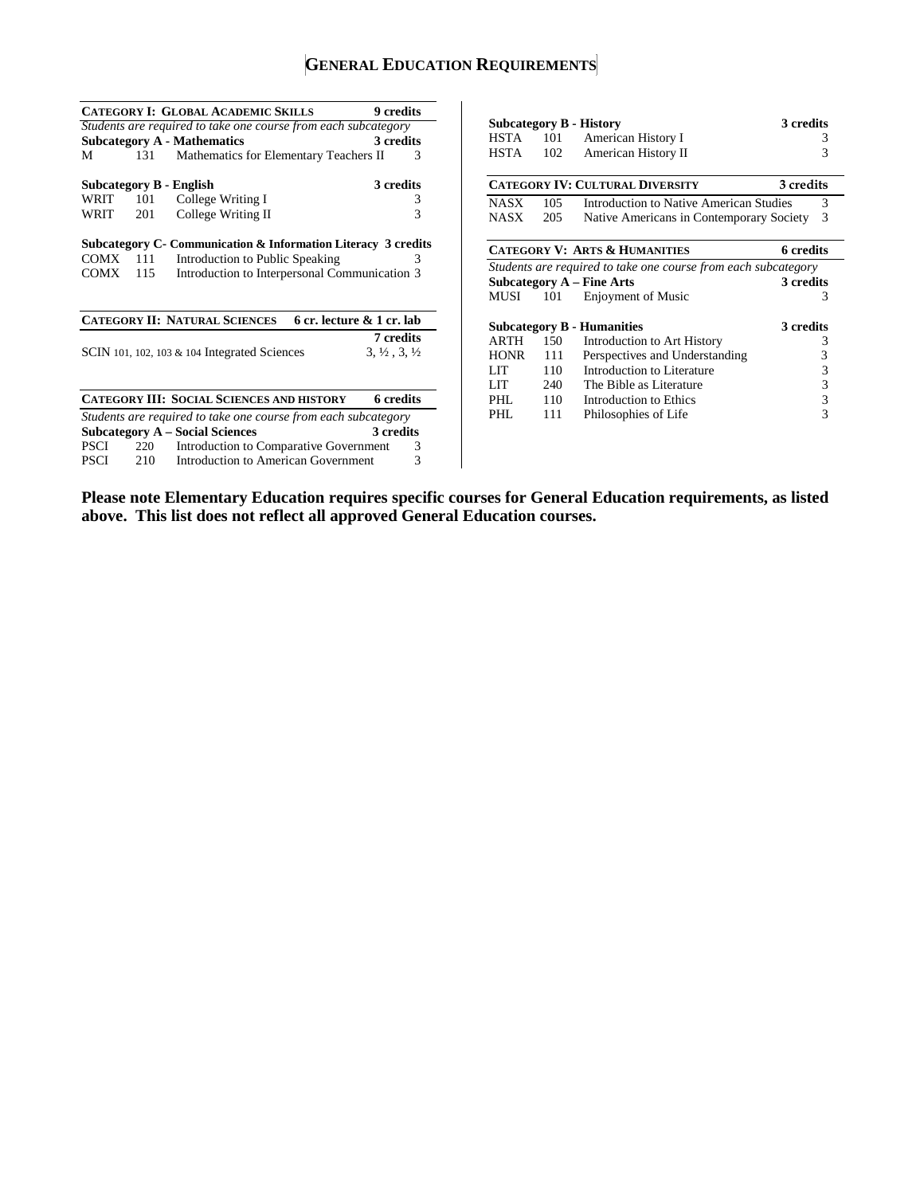# General Education Requirements

| **Category I: Global Academic Skills** | | | **9 credits** |
|---|---|---|---|
| *Students are required to take one course from each subcategory* | | | |
| **Subcategory A - Mathematics** | | | **3 credits** |
| M | 131 | Mathematics for Elementary Teachers II | 3 |
| **Subcategory B - English** | | | **3 credits** |
| WRIT | 101 | College Writing I | 3 |
| WRIT | 201 | College Writing II | 3 |
| **Subcategory C- Communication & Information Literacy** | | | **3 credits** |
| COMX | 111 | Introduction to Public Speaking | 3 |
| COMX | 115 | Introduction to Interpersonal Communication | 3 |

| **Category II: Natural Sciences** | **6 cr. lecture & 1 cr. lab** |
|---|---|
| | **7 credits** |
| SCIN 101, 102, 103 & 104 Integrated Sciences | 3, ½ , 3, ½ |

| **Category III: Social Sciences and History** | | | **6 credits** |
|---|---|---|---|
| *Students are required to take one course from each subcategory* | | | |
| **Subcategory A – Social Sciences** | | | **3 credits** |
| PSCI | 220 | Introduction to Comparative Government | 3 |
| PSCI | 210 | Introduction to American Government | 3 |
| **Subcategory B - History** | | | **3 credits** |
| HSTA | 101 | American History I | 3 |
| HSTA | 102 | American History II | 3 |

| **Category IV: Cultural Diversity** | | | **3 credits** |
|---|---|---|---|
| NASX | 105 | Introduction to Native American Studies | 3 |
| NASX | 205 | Native Americans in Contemporary Society | 3 |

| **Category V: Arts & Humanities** | | | **6 credits** |
|---|---|---|---|
| *Students are required to take one course from each subcategory* | | | |
| **Subcategory A – Fine Arts** | | | **3 credits** |
| MUSI | 101 | Enjoyment of Music | 3 |
| **Subcategory B - Humanities** | | | **3 credits** |
| ARTH | 150 | Introduction to Art History | 3 |
| HONR | 111 | Perspectives and Understanding | 3 |
| LIT | 110 | Introduction to Literature | 3 |
| LIT | 240 | The Bible as Literature | 3 |
| PHL | 110 | Introduction to Ethics | 3 |
| PHL | 111 | Philosophies of Life | 3 |

**Please note Elementary Education requires specific courses for General Education requirements, as listed above. This list does not reflect all approved General Education courses.**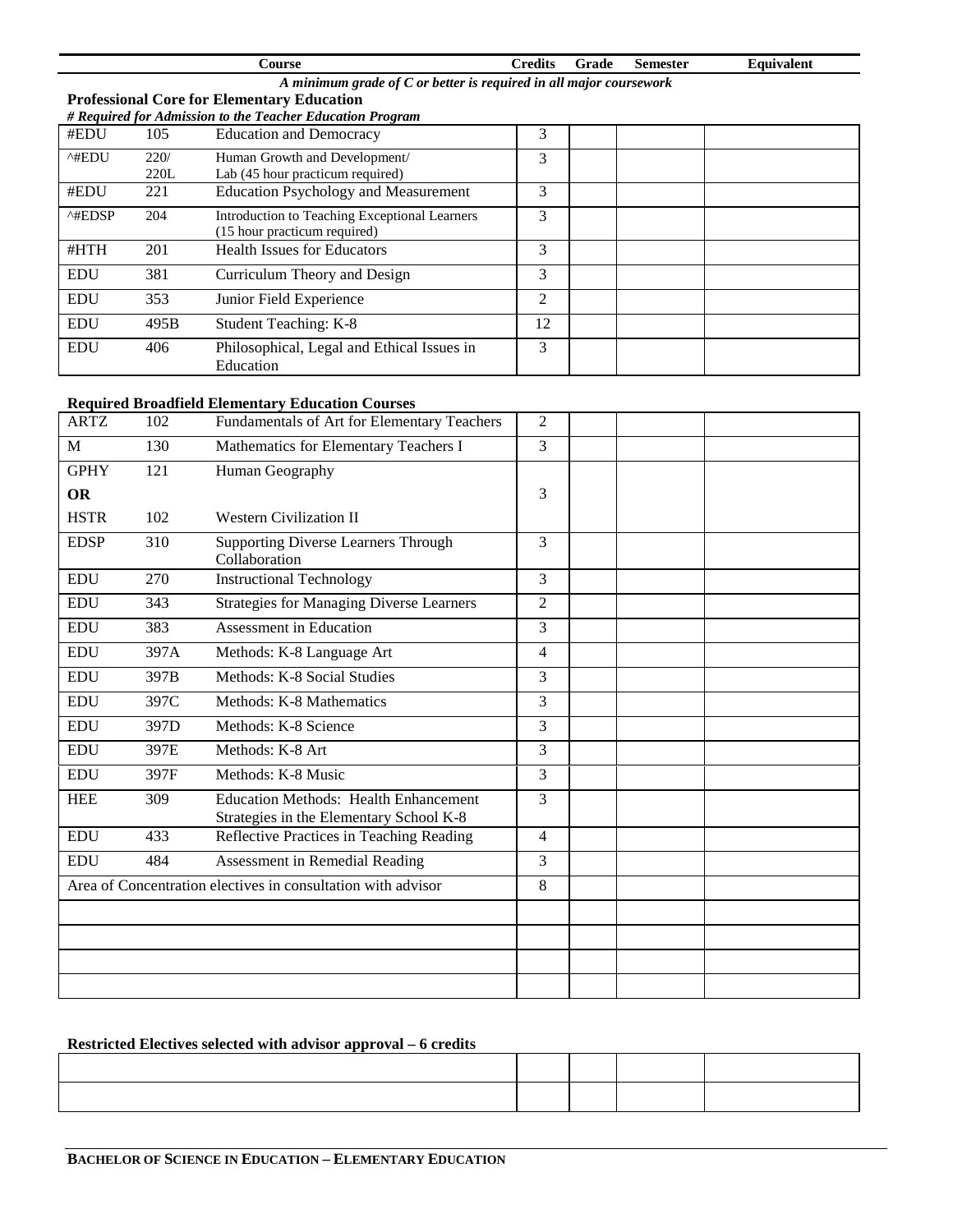| Course | | | Credits | Grade | Semester | Equivalent |
|---|---|---|---|---|---|---|

*A minimum grade of C or better is required in all major coursework*

**Professional Core for Elementary Education**

***# Required for Admission to the Teacher Education Program***

| Course | | | Credits | Grade | Semester | Equivalent |
|---|---|---|---|---|---|---|
| #EDU | 105 | Education and Democracy | 3 | | | |
| ^#EDU | 220/ 220L | Human Growth and Development/ Lab (45 hour practicum required) | 3 | | | |
| #EDU | 221 | Education Psychology and Measurement | 3 | | | |
| ^#EDSP | 204 | Introduction to Teaching Exceptional Learners (15 hour practicum required) | 3 | | | |
| #HTH | 201 | Health Issues for Educators | 3 | | | |
| EDU | 381 | Curriculum Theory and Design | 3 | | | |
| EDU | 353 | Junior Field Experience | 2 | | | |
| EDU | 495B | Student Teaching: K-8 | 12 | | | |
| EDU | 406 | Philosophical, Legal and Ethical Issues in Education | 3 | | | |

**Required Broadfield Elementary Education Courses**

| Course | | | Credits | Grade | Semester | Equivalent |
|---|---|---|---|---|---|---|
| ARTZ | 102 | Fundamentals of Art for Elementary Teachers | 2 | | | |
| M | 130 | Mathematics for Elementary Teachers I | 3 | | | |
| GPHY | 121 | Human Geography | | | | |
| **OR** | | | 3 | | | |
| HSTR | 102 | Western Civilization II | | | | |
| EDSP | 310 | Supporting Diverse Learners Through Collaboration | 3 | | | |
| EDU | 270 | Instructional Technology | 3 | | | |
| EDU | 343 | Strategies for Managing Diverse Learners | 2 | | | |
| EDU | 383 | Assessment in Education | 3 | | | |
| EDU | 397A | Methods: K-8 Language Art | 4 | | | |
| EDU | 397B | Methods: K-8 Social Studies | 3 | | | |
| EDU | 397C | Methods: K-8 Mathematics | 3 | | | |
| EDU | 397D | Methods: K-8 Science | 3 | | | |
| EDU | 397E | Methods: K-8 Art | 3 | | | |
| EDU | 397F | Methods: K-8 Music | 3 | | | |
| HEE | 309 | Education Methods: Health Enhancement Strategies in the Elementary School K-8 | 3 | | | |
| EDU | 433 | Reflective Practices in Teaching Reading | 4 | | | |
| EDU | 484 | Assessment in Remedial Reading | 3 | | | |
| Area of Concentration electives in consultation with advisor | | | 8 | | | |
| | | | | | | |
| | | | | | | |
| | | | | | | |
| | | | | | | |

**Restricted Electives selected with advisor approval – 6 credits**

| Course | Credits | Grade | Semester | Equivalent |
|---|---|---|---|---|
| | | | | |
| | | | | |

**BACHELOR OF SCIENCE IN EDUCATION – ELEMENTARY EDUCATION**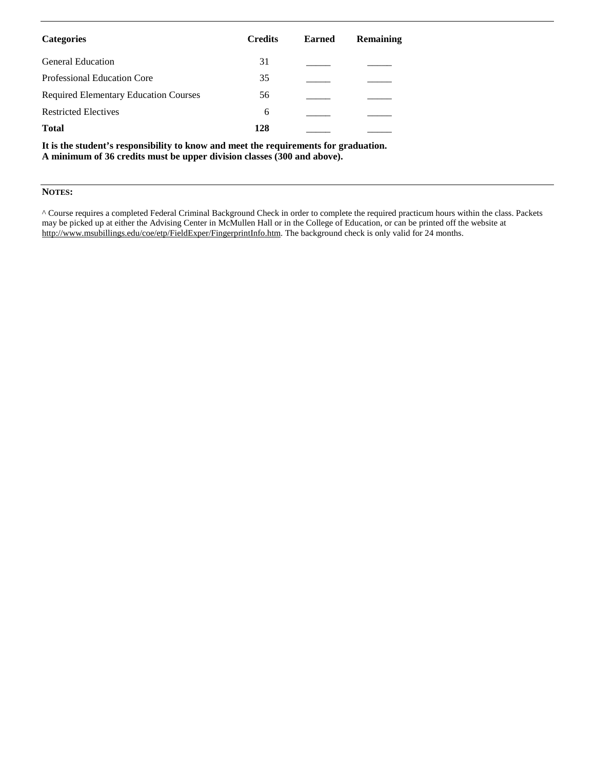| Categories | Credits | Earned | Remaining |
|---|---|---|---|
| General Education | 31 | _____ | _____ |
| Professional Education Core | 35 | _____ | _____ |
| Required Elementary Education Courses | 56 | _____ | _____ |
| Restricted Electives | 6 | _____ | _____ |
| **Total** | **128** | _____ | _____ |

**It is the student's responsibility to know and meet the requirements for graduation.**
**A minimum of 36 credits must be upper division classes (300 and above).**

**NOTES:**

^ Course requires a completed Federal Criminal Background Check in order to complete the required practicum hours within the class. Packets may be picked up at either the Advising Center in McMullen Hall or in the College of Education, or can be printed off the website at http://www.msubillings.edu/coe/etp/FieldExper/FingerprintInfo.htm. The background check is only valid for 24 months.